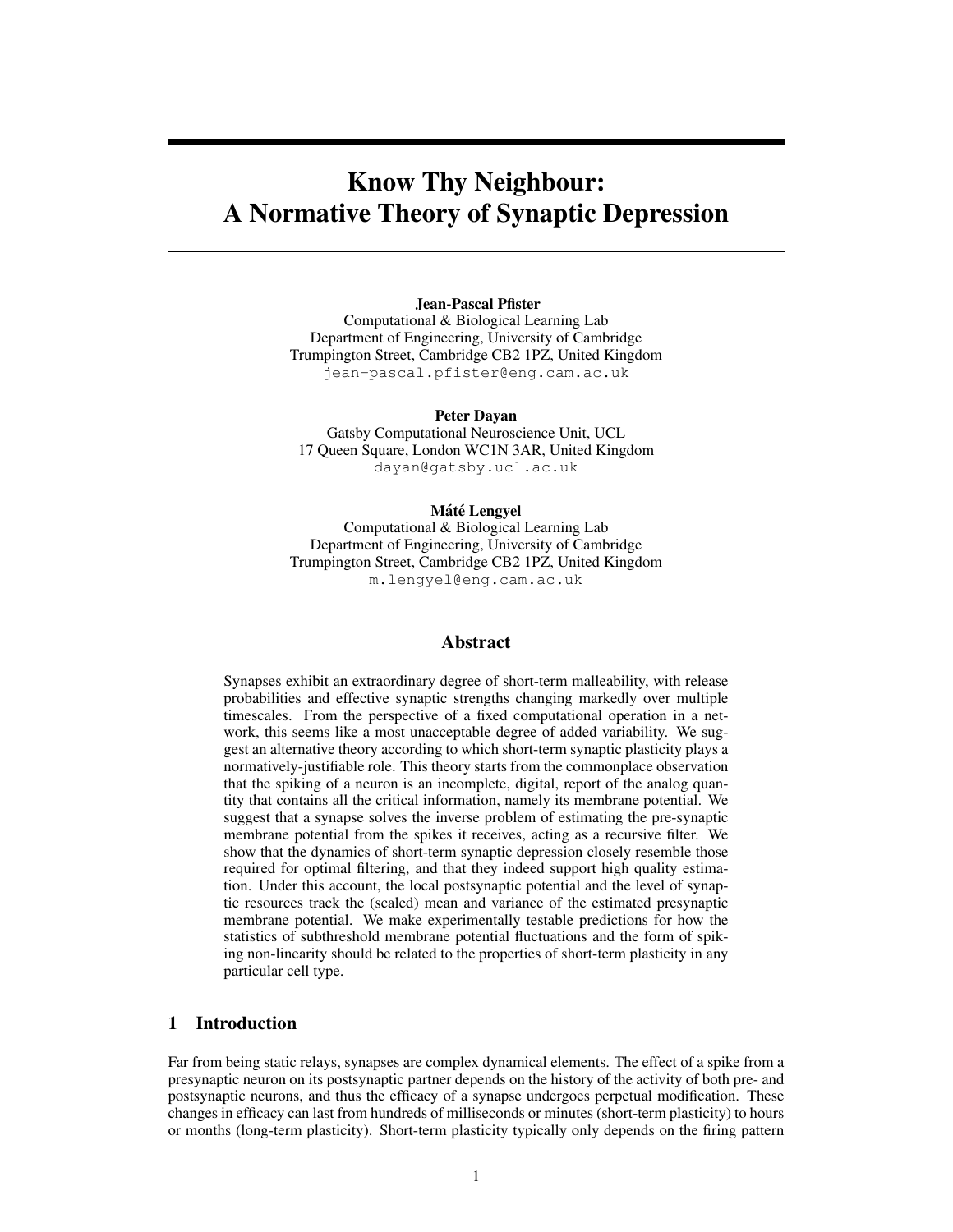# Know Thy Neighbour: A Normative Theory of Synaptic Depression

**Jean-Pascal Pfister**
Computational & Biological Learning Lab
Department of Engineering, University of Cambridge
Trumpington Street, Cambridge CB2 1PZ, United Kingdom
jean-pascal.pfister@eng.cam.ac.uk

**Peter Dayan**
Gatsby Computational Neuroscience Unit, UCL
17 Queen Square, London WC1N 3AR, United Kingdom
dayan@gatsby.ucl.ac.uk

**Máté Lengyel**
Computational & Biological Learning Lab
Department of Engineering, University of Cambridge
Trumpington Street, Cambridge CB2 1PZ, United Kingdom
m.lengyel@eng.cam.ac.uk

## Abstract

Synapses exhibit an extraordinary degree of short-term malleability, with release probabilities and effective synaptic strengths changing markedly over multiple timescales. From the perspective of a fixed computational operation in a network, this seems like a most unacceptable degree of added variability. We suggest an alternative theory according to which short-term synaptic plasticity plays a normatively-justifiable role. This theory starts from the commonplace observation that the spiking of a neuron is an incomplete, digital, report of the analog quantity that contains all the critical information, namely its membrane potential. We suggest that a synapse solves the inverse problem of estimating the pre-synaptic membrane potential from the spikes it receives, acting as a recursive filter. We show that the dynamics of short-term synaptic depression closely resemble those required for optimal filtering, and that they indeed support high quality estimation. Under this account, the local postsynaptic potential and the level of synaptic resources track the (scaled) mean and variance of the estimated presynaptic membrane potential. We make experimentally testable predictions for how the statistics of subthreshold membrane potential fluctuations and the form of spiking non-linearity should be related to the properties of short-term plasticity in any particular cell type.

## 1 Introduction

Far from being static relays, synapses are complex dynamical elements. The effect of a spike from a presynaptic neuron on its postsynaptic partner depends on the history of the activity of both pre- and postsynaptic neurons, and thus the efficacy of a synapse undergoes perpetual modification. These changes in efficacy can last from hundreds of milliseconds or minutes (short-term plasticity) to hours or months (long-term plasticity). Short-term plasticity typically only depends on the firing pattern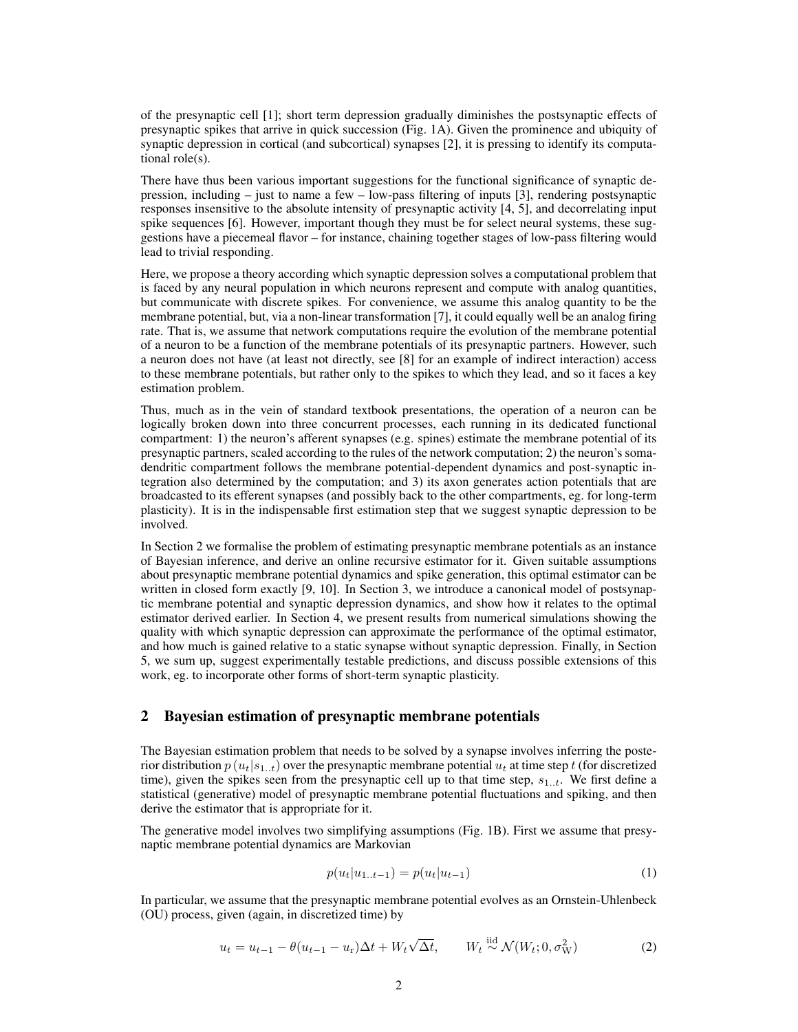of the presynaptic cell [1]; short term depression gradually diminishes the postsynaptic effects of presynaptic spikes that arrive in quick succession (Fig. 1A). Given the prominence and ubiquity of synaptic depression in cortical (and subcortical) synapses [2], it is pressing to identify its computational role(s).

There have thus been various important suggestions for the functional significance of synaptic depression, including – just to name a few – low-pass filtering of inputs [3], rendering postsynaptic responses insensitive to the absolute intensity of presynaptic activity [4, 5], and decorrelating input spike sequences [6]. However, important though they must be for select neural systems, these suggestions have a piecemeal flavor – for instance, chaining together stages of low-pass filtering would lead to trivial responding.

Here, we propose a theory according which synaptic depression solves a computational problem that is faced by any neural population in which neurons represent and compute with analog quantities, but communicate with discrete spikes. For convenience, we assume this analog quantity to be the membrane potential, but, via a non-linear transformation [7], it could equally well be an analog firing rate. That is, we assume that network computations require the evolution of the membrane potential of a neuron to be a function of the membrane potentials of its presynaptic partners. However, such a neuron does not have (at least not directly, see [8] for an example of indirect interaction) access to these membrane potentials, but rather only to the spikes to which they lead, and so it faces a key estimation problem.

Thus, much as in the vein of standard textbook presentations, the operation of a neuron can be logically broken down into three concurrent processes, each running in its dedicated functional compartment: 1) the neuron's afferent synapses (e.g. spines) estimate the membrane potential of its presynaptic partners, scaled according to the rules of the network computation; 2) the neuron's soma-dendritic compartment follows the membrane potential-dependent dynamics and post-synaptic integration also determined by the computation; and 3) its axon generates action potentials that are broadcasted to its efferent synapses (and possibly back to the other compartments, eg. for long-term plasticity). It is in the indispensable first estimation step that we suggest synaptic depression to be involved.

In Section 2 we formalise the problem of estimating presynaptic membrane potentials as an instance of Bayesian inference, and derive an online recursive estimator for it. Given suitable assumptions about presynaptic membrane potential dynamics and spike generation, this optimal estimator can be written in closed form exactly [9, 10]. In Section 3, we introduce a canonical model of postsynaptic membrane potential and synaptic depression dynamics, and show how it relates to the optimal estimator derived earlier. In Section 4, we present results from numerical simulations showing the quality with which synaptic depression can approximate the performance of the optimal estimator, and how much is gained relative to a static synapse without synaptic depression. Finally, in Section 5, we sum up, suggest experimentally testable predictions, and discuss possible extensions of this work, eg. to incorporate other forms of short-term synaptic plasticity.

## 2 Bayesian estimation of presynaptic membrane potentials

The Bayesian estimation problem that needs to be solved by a synapse involves inferring the posterior distribution $p\left(u_t|s_{1..t}\right)$ over the presynaptic membrane potential $u_t$ at time step $t$ (for discretized time), given the spikes seen from the presynaptic cell up to that time step, $s_{1..t}$. We first define a statistical (generative) model of presynaptic membrane potential fluctuations and spiking, and then derive the estimator that is appropriate for it.

The generative model involves two simplifying assumptions (Fig. 1B). First we assume that presynaptic membrane potential dynamics are Markovian

$$p(u_t|u_{1..t-1}) = p(u_t|u_{t-1}) \tag{1}$$

In particular, we assume that the presynaptic membrane potential evolves as an Ornstein-Uhlenbeck (OU) process, given (again, in discretized time) by

$$u_t = u_{t-1} - \theta(u_{t-1} - u_{\mathrm{r}})\Delta t + W_t\sqrt{\Delta t}, \qquad W_t \overset{\mathrm{iid}}{\sim} \mathcal{N}(W_t; 0, \sigma_{\mathrm{W}}^2) \tag{2}$$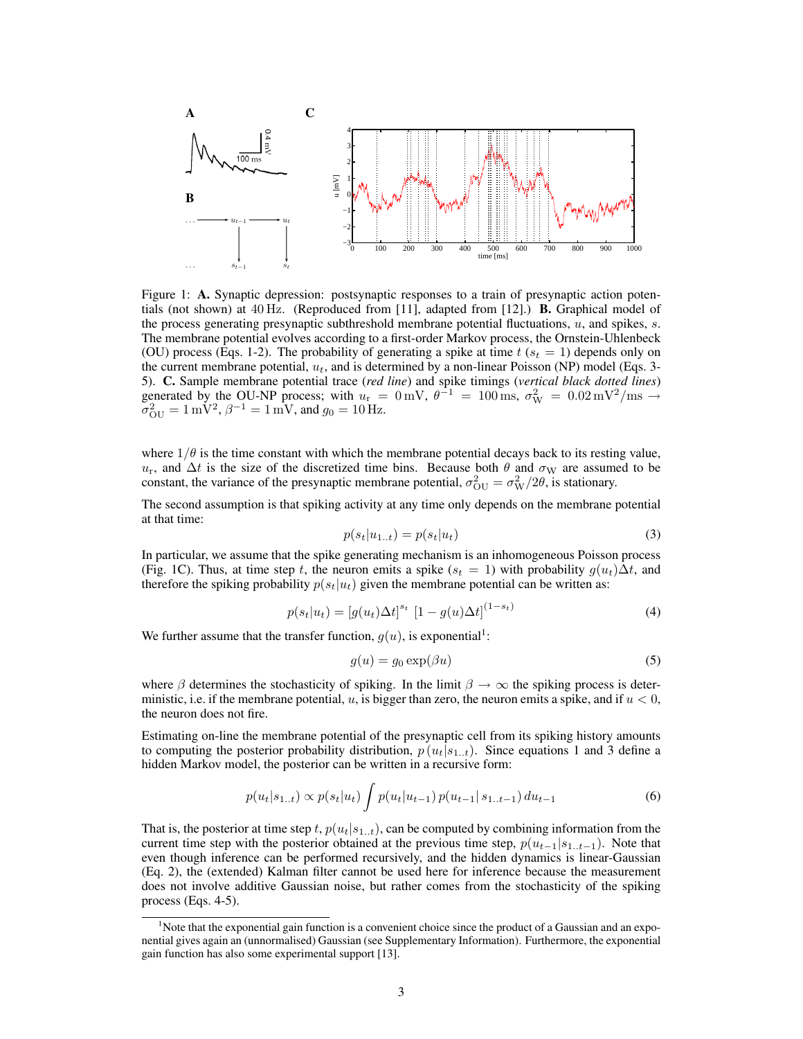Figure 1: **A.** Synaptic depression: postsynaptic responses to a train of presynaptic action potentials (not shown) at 40 Hz. (Reproduced from [11], adapted from [12].) **B.** Graphical model of the process generating presynaptic subthreshold membrane potential fluctuations, $u$, and spikes, $s$. The membrane potential evolves according to a first-order Markov process, the Ornstein-Uhlenbeck (OU) process (Eqs. 1-2). The probability of generating a spike at time $t$ ($s_t = 1$) depends only on the current membrane potential, $u_t$, and is determined by a non-linear Poisson (NP) model (Eqs. 3-5). **C.** Sample membrane potential trace (*red line*) and spike timings (*vertical black dotted lines*) generated by the OU-NP process; with $u_r = 0\,\text{mV}$, $\theta^{-1} = 100\,\text{ms}$, $\sigma_W^2 = 0.02\,\text{mV}^2/\text{ms} \rightarrow \sigma_{OU}^2 = 1\,\text{mV}^2$, $\beta^{-1} = 1\,\text{mV}$, and $g_0 = 10\,\text{Hz}$.

where $1/\theta$ is the time constant with which the membrane potential decays back to its resting value, $u_r$, and $\Delta t$ is the size of the discretized time bins. Because both $\theta$ and $\sigma_W$ are assumed to be constant, the variance of the presynaptic membrane potential, $\sigma_{OU}^2 = \sigma_W^2/2\theta$, is stationary.

The second assumption is that spiking activity at any time only depends on the membrane potential at that time:

$$p(s_t|u_{1..t}) = p(s_t|u_t) \tag{3}$$

In particular, we assume that the spike generating mechanism is an inhomogeneous Poisson process (Fig. 1C). Thus, at time step $t$, the neuron emits a spike ($s_t = 1$) with probability $g(u_t)\Delta t$, and therefore the spiking probability $p(s_t|u_t)$ given the membrane potential can be written as:

$$p(s_t|u_t) = [g(u_t)\Delta t]^{s_t}\ [1 - g(u)\Delta t]^{(1-s_t)} \tag{4}$$

We further assume that the transfer function, $g(u)$, is exponential[1]:

$$g(u) = g_0 \exp(\beta u) \tag{5}$$

where $\beta$ determines the stochasticity of spiking. In the limit $\beta \rightarrow \infty$ the spiking process is deterministic, i.e. if the membrane potential, $u$, is bigger than zero, the neuron emits a spike, and if $u < 0$, the neuron does not fire.

Estimating on-line the membrane potential of the presynaptic cell from its spiking history amounts to computing the posterior probability distribution, $p(u_t|s_{1..t})$. Since equations 1 and 3 define a hidden Markov model, the posterior can be written in a recursive form:

$$p(u_t|s_{1..t}) \propto p(s_t|u_t) \int p(u_t|u_{t-1})\, p(u_{t-1}|\, s_{1..t-1})\, du_{t-1} \tag{6}$$

That is, the posterior at time step $t$, $p(u_t|s_{1..t})$, can be computed by combining information from the current time step with the posterior obtained at the previous time step, $p(u_{t-1}|s_{1..t-1})$. Note that even though inference can be performed recursively, and the hidden dynamics is linear-Gaussian (Eq. 2), the (extended) Kalman filter cannot be used here for inference because the measurement does not involve additive Gaussian noise, but rather comes from the stochasticity of the spiking process (Eqs. 4-5).

[1]Note that the exponential gain function is a convenient choice since the product of a Gaussian and an exponential gives again an (unnormalised) Gaussian (see Supplementary Information). Furthermore, the exponential gain function has also some experimental support [13].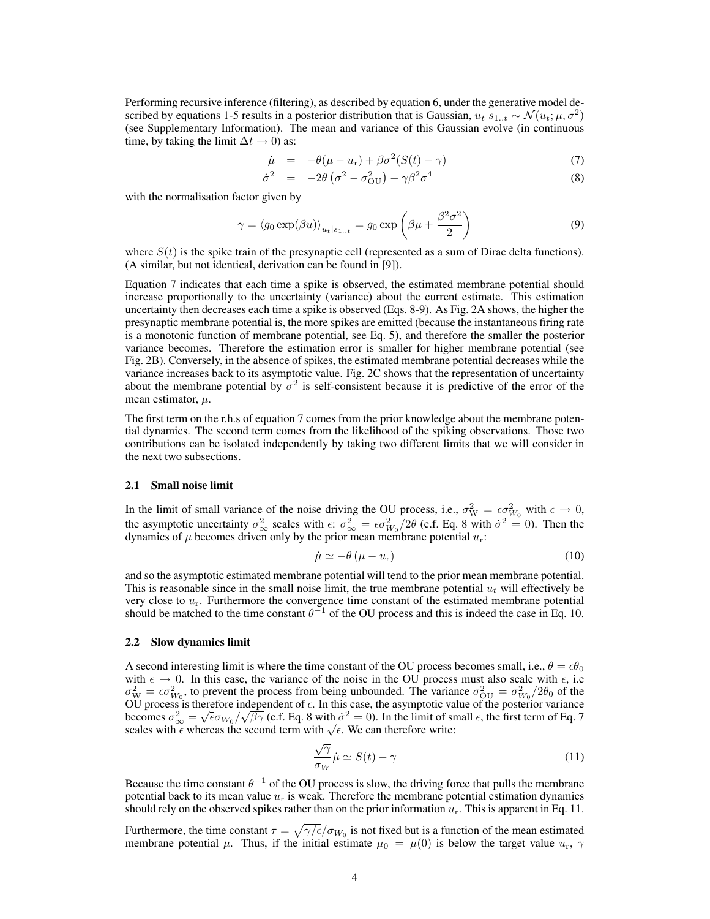Performing recursive inference (filtering), as described by equation 6, under the generative model described by equations 1-5 results in a posterior distribution that is Gaussian, $u_t|s_{1..t} \sim \mathcal{N}(u_t; \mu, \sigma^2)$ (see Supplementary Information). The mean and variance of this Gaussian evolve (in continuous time, by taking the limit $\Delta t \to 0$) as:

$$\dot{\mu} = -\theta(\mu - u_{\mathrm{r}}) + \beta\sigma^2(S(t) - \gamma) \tag{7}$$

$$\dot{\sigma^2} = -2\theta\left(\sigma^2 - \sigma^2_{\mathrm{OU}}\right) - \gamma\beta^2\sigma^4 \tag{8}$$

with the normalisation factor given by

$$\gamma = \langle g_0 \exp(\beta u)\rangle_{u_t|s_{1..t}} = g_0 \exp\left(\beta\mu + \frac{\beta^2\sigma^2}{2}\right) \tag{9}$$

where $S(t)$ is the spike train of the presynaptic cell (represented as a sum of Dirac delta functions). (A similar, but not identical, derivation can be found in [9]).

Equation 7 indicates that each time a spike is observed, the estimated membrane potential should increase proportionally to the uncertainty (variance) about the current estimate. This estimation uncertainty then decreases each time a spike is observed (Eqs. 8-9). As Fig. 2A shows, the higher the presynaptic membrane potential is, the more spikes are emitted (because the instantaneous firing rate is a monotonic function of membrane potential, see Eq. 5), and therefore the smaller the posterior variance becomes. Therefore the estimation error is smaller for higher membrane potential (see Fig. 2B). Conversely, in the absence of spikes, the estimated membrane potential decreases while the variance increases back to its asymptotic value. Fig. 2C shows that the representation of uncertainty about the membrane potential by $\sigma^2$ is self-consistent because it is predictive of the error of the mean estimator, $\mu$.

The first term on the r.h.s of equation 7 comes from the prior knowledge about the membrane potential dynamics. The second term comes from the likelihood of the spiking observations. Those two contributions can be isolated independently by taking two different limits that we will consider in the next two subsections.

### 2.1 Small noise limit

In the limit of small variance of the noise driving the OU process, i.e., $\sigma^2_{\mathrm{W}} = \epsilon\sigma^2_{W_0}$ with $\epsilon \to 0$, the asymptotic uncertainty $\sigma^2_\infty$ scales with $\epsilon$: $\sigma^2_\infty = \epsilon\sigma^2_{W_0}/2\theta$ (c.f. Eq. 8 with $\dot{\sigma}^2 = 0$). Then the dynamics of $\mu$ becomes driven only by the prior mean membrane potential $u_{\mathrm{r}}$:

$$\dot{\mu} \simeq -\theta\left(\mu - u_{\mathrm{r}}\right) \tag{10}$$

and so the asymptotic estimated membrane potential will tend to the prior mean membrane potential. This is reasonable since in the small noise limit, the true membrane potential $u_t$ will effectively be very close to $u_{\mathrm{r}}$. Furthermore the convergence time constant of the estimated membrane potential should be matched to the time constant $\theta^{-1}$ of the OU process and this is indeed the case in Eq. 10.

### 2.2 Slow dynamics limit

A second interesting limit is where the time constant of the OU process becomes small, i.e., $\theta = \epsilon\theta_0$ with $\epsilon \to 0$. In this case, the variance of the noise in the OU process must also scale with $\epsilon$, i.e $\sigma^2_{\mathrm{W}} = \epsilon\sigma^2_{W_0}$, to prevent the process from being unbounded. The variance $\sigma^2_{\mathrm{OU}} = \sigma^2_{W_0}/2\theta_0$ of the OU process is therefore independent of $\epsilon$. In this case, the asymptotic value of the posterior variance becomes $\sigma^2_\infty = \sqrt{\epsilon}\sigma_{W_0}/\sqrt{\beta\gamma}$ (c.f. Eq. 8 with $\dot{\sigma}^2 = 0$). In the limit of small $\epsilon$, the first term of Eq. 7 scales with $\epsilon$ whereas the second term with $\sqrt{\epsilon}$. We can therefore write:

$$\frac{\sqrt{\gamma}}{\sigma_W}\dot{\mu} \simeq S(t) - \gamma \tag{11}$$

Because the time constant $\theta^{-1}$ of the OU process is slow, the driving force that pulls the membrane potential back to its mean value $u_{\mathrm{r}}$ is weak. Therefore the membrane potential estimation dynamics should rely on the observed spikes rather than on the prior information $u_{\mathrm{r}}$. This is apparent in Eq. 11.

Furthermore, the time constant $\tau = \sqrt{\gamma/\epsilon}/\sigma_{W_0}$ is not fixed but is a function of the mean estimated membrane potential $\mu$. Thus, if the initial estimate $\mu_0 = \mu(0)$ is below the target value $u_{\mathrm{r}}$, $\gamma$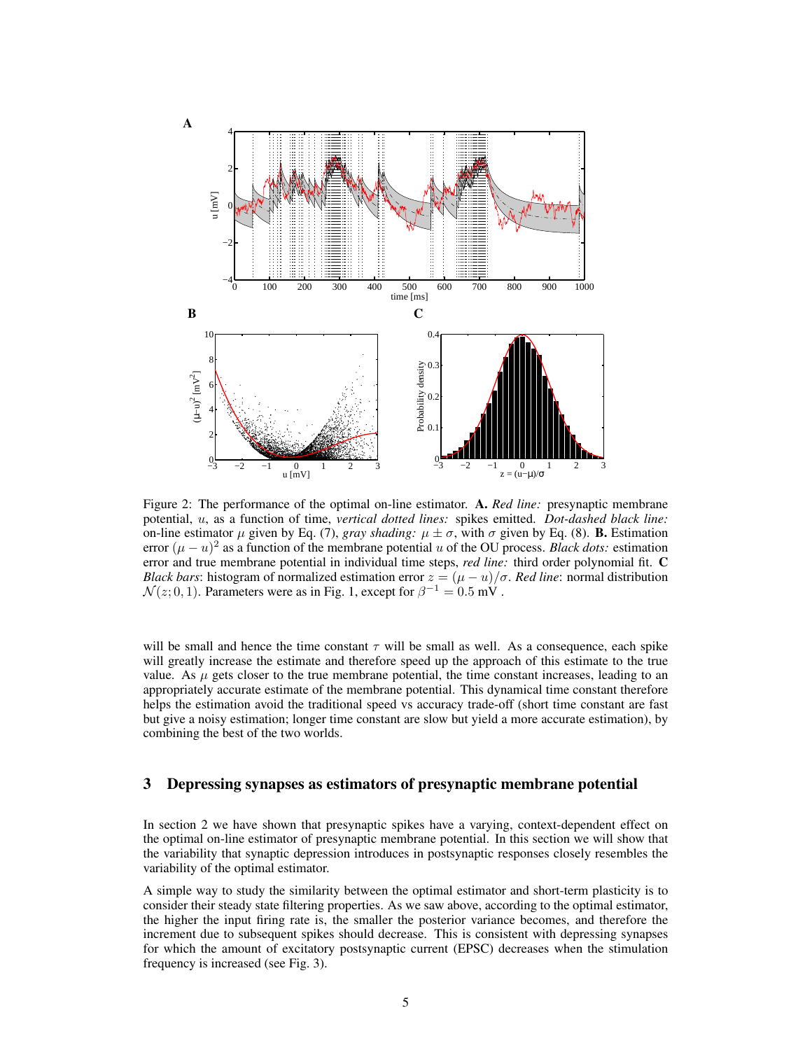Figure 2: The performance of the optimal on-line estimator. **A.** *Red line:* presynaptic membrane potential, $u$, as a function of time, *vertical dotted lines:* spikes emitted. *Dot-dashed black line:* on-line estimator $\mu$ given by Eq. (7), *gray shading:* $\mu \pm \sigma$, with $\sigma$ given by Eq. (8). **B.** Estimation error $(\mu - u)^2$ as a function of the membrane potential $u$ of the OU process. *Black dots:* estimation error and true membrane potential in individual time steps, *red line:* third order polynomial fit. **C** *Black bars*: histogram of normalized estimation error $z = (\mu - u)/\sigma$. *Red line*: normal distribution $\mathcal{N}(z; 0, 1)$. Parameters were as in Fig. 1, except for $\beta^{-1} = 0.5$ mV .

will be small and hence the time constant $\tau$ will be small as well. As a consequence, each spike will greatly increase the estimate and therefore speed up the approach of this estimate to the true value. As $\mu$ gets closer to the true membrane potential, the time constant increases, leading to an appropriately accurate estimate of the membrane potential. This dynamical time constant therefore helps the estimation avoid the traditional speed vs accuracy trade-off (short time constant are fast but give a noisy estimation; longer time constant are slow but yield a more accurate estimation), by combining the best of the two worlds.

## 3 Depressing synapses as estimators of presynaptic membrane potential

In section 2 we have shown that presynaptic spikes have a varying, context-dependent effect on the optimal on-line estimator of presynaptic membrane potential. In this section we will show that the variability that synaptic depression introduces in postsynaptic responses closely resembles the variability of the optimal estimator.

A simple way to study the similarity between the optimal estimator and short-term plasticity is to consider their steady state filtering properties. As we saw above, according to the optimal estimator, the higher the input firing rate is, the smaller the posterior variance becomes, and therefore the increment due to subsequent spikes should decrease. This is consistent with depressing synapses for which the amount of excitatory postsynaptic current (EPSC) decreases when the stimulation frequency is increased (see Fig. 3).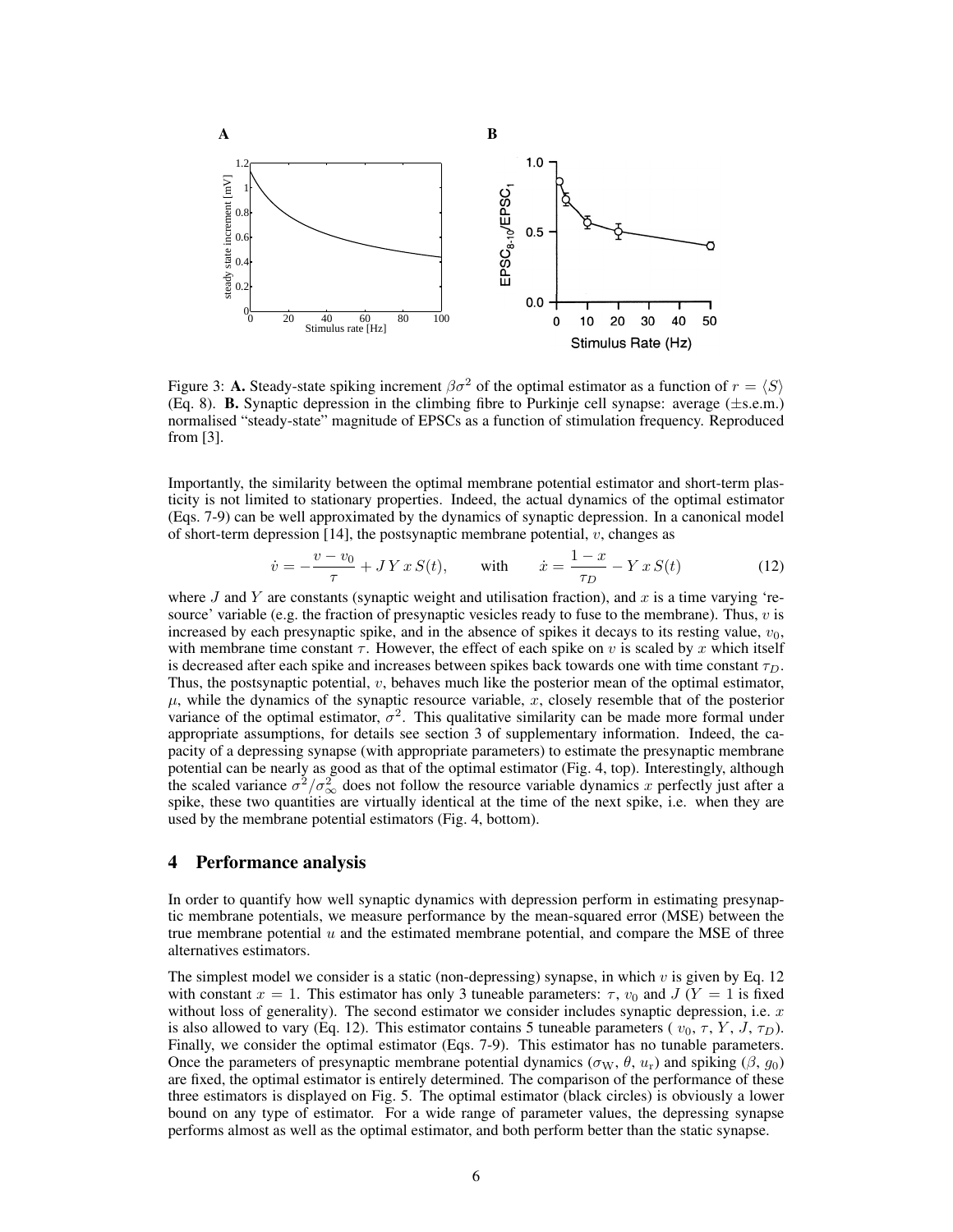Figure 3: **A.** Steady-state spiking increment $\beta\sigma^2$ of the optimal estimator as a function of $r = \langle S \rangle$ (Eq. 8). **B.** Synaptic depression in the climbing fibre to Purkinje cell synapse: average (±s.e.m.) normalised "steady-state" magnitude of EPSCs as a function of stimulation frequency. Reproduced from [3].

Importantly, the similarity between the optimal membrane potential estimator and short-term plasticity is not limited to stationary properties. Indeed, the actual dynamics of the optimal estimator (Eqs. 7-9) can be well approximated by the dynamics of synaptic depression. In a canonical model of short-term depression [14], the postsynaptic membrane potential, $v$, changes as

$$\dot{v} = -\frac{v - v_0}{\tau} + J\,Y\,x\,S(t), \qquad \text{with} \qquad \dot{x} = \frac{1-x}{\tau_D} - Y\,x\,S(t) \tag{12}$$

where $J$ and $Y$ are constants (synaptic weight and utilisation fraction), and $x$ is a time varying 'resource' variable (e.g. the fraction of presynaptic vesicles ready to fuse to the membrane). Thus, $v$ is increased by each presynaptic spike, and in the absence of spikes it decays to its resting value, $v_0$, with membrane time constant $\tau$. However, the effect of each spike on $v$ is scaled by $x$ which itself is decreased after each spike and increases between spikes back towards one with time constant $\tau_D$. Thus, the postsynaptic potential, $v$, behaves much like the posterior mean of the optimal estimator, $\mu$, while the dynamics of the synaptic resource variable, $x$, closely resemble that of the posterior variance of the optimal estimator, $\sigma^2$. This qualitative similarity can be made more formal under appropriate assumptions, for details see section 3 of supplementary information. Indeed, the capacity of a depressing synapse (with appropriate parameters) to estimate the presynaptic membrane potential can be nearly as good as that of the optimal estimator (Fig. 4, top). Interestingly, although the scaled variance $\sigma^2/\sigma^2_\infty$ does not follow the resource variable dynamics $x$ perfectly just after a spike, these two quantities are virtually identical at the time of the next spike, i.e. when they are used by the membrane potential estimators (Fig. 4, bottom).

## 4 Performance analysis

In order to quantify how well synaptic dynamics with depression perform in estimating presynaptic membrane potentials, we measure performance by the mean-squared error (MSE) between the true membrane potential $u$ and the estimated membrane potential, and compare the MSE of three alternatives estimators.

The simplest model we consider is a static (non-depressing) synapse, in which $v$ is given by Eq. 12 with constant $x = 1$. This estimator has only 3 tuneable parameters: $\tau$, $v_0$ and $J$ ($Y = 1$ is fixed without loss of generality). The second estimator we consider includes synaptic depression, i.e. $x$ is also allowed to vary (Eq. 12). This estimator contains 5 tuneable parameters ( $v_0$, $\tau$, $Y$, $J$, $\tau_D$). Finally, we consider the optimal estimator (Eqs. 7-9). This estimator has no tunable parameters. Once the parameters of presynaptic membrane potential dynamics ($\sigma_{\mathrm{W}}$, $\theta$, $u_{\mathrm{r}}$) and spiking ($\beta$, $g_0$) are fixed, the optimal estimator is entirely determined. The comparison of the performance of these three estimators is displayed on Fig. 5. The optimal estimator (black circles) is obviously a lower bound on any type of estimator. For a wide range of parameter values, the depressing synapse performs almost as well as the optimal estimator, and both perform better than the static synapse.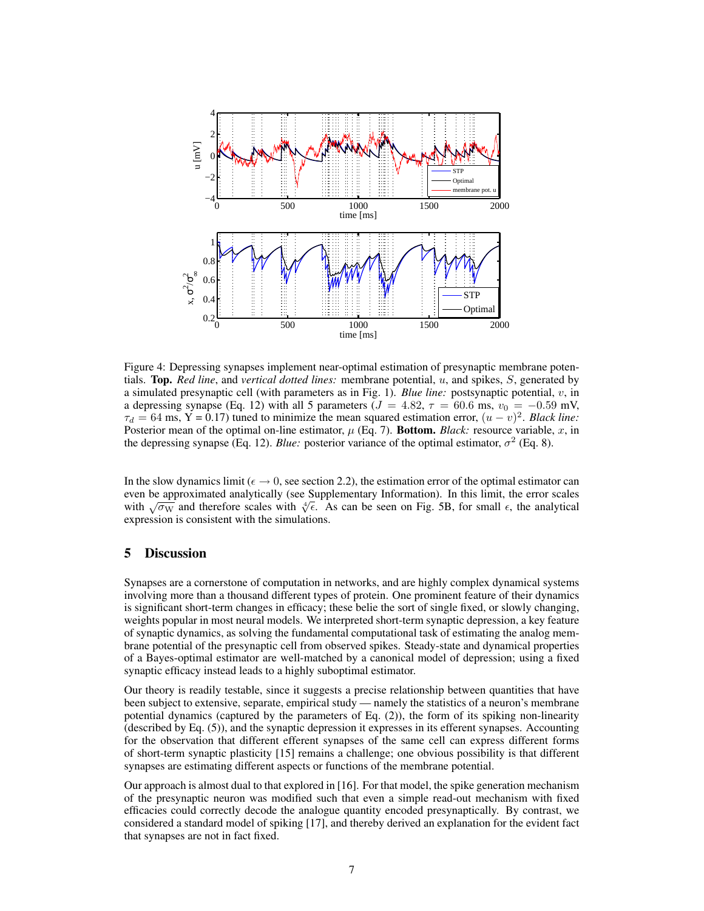Figure 4: Depressing synapses implement near-optimal estimation of presynaptic membrane potentials. **Top.** *Red line*, and *vertical dotted lines:* membrane potential, $u$, and spikes, $S$, generated by a simulated presynaptic cell (with parameters as in Fig. 1). *Blue line:* postsynaptic potential, $v$, in a depressing synapse (Eq. 12) with all 5 parameters ($J = 4.82$, $\tau = 60.6$ ms, $v_0 = -0.59$ mV, $\tau_d = 64$ ms, $\Upsilon = 0.17$) tuned to minimize the mean squared estimation error, $(u - v)^2$. *Black line:* Posterior mean of the optimal on-line estimator, $\mu$ (Eq. 7). **Bottom.** *Black:* resource variable, $x$, in the depressing synapse (Eq. 12). *Blue:* posterior variance of the optimal estimator, $\sigma^2$ (Eq. 8).

In the slow dynamics limit ($\epsilon \to 0$, see section 2.2), the estimation error of the optimal estimator can even be approximated analytically (see Supplementary Information). In this limit, the error scales with $\sqrt{\sigma_W}$ and therefore scales with $\sqrt[4]{\epsilon}$. As can be seen on Fig. 5B, for small $\epsilon$, the analytical expression is consistent with the simulations.

## 5 Discussion

Synapses are a cornerstone of computation in networks, and are highly complex dynamical systems involving more than a thousand different types of protein. One prominent feature of their dynamics is significant short-term changes in efficacy; these belie the sort of single fixed, or slowly changing, weights popular in most neural models. We interpreted short-term synaptic depression, a key feature of synaptic dynamics, as solving the fundamental computational task of estimating the analog membrane potential of the presynaptic cell from observed spikes. Steady-state and dynamical properties of a Bayes-optimal estimator are well-matched by a canonical model of depression; using a fixed synaptic efficacy instead leads to a highly suboptimal estimator.

Our theory is readily testable, since it suggests a precise relationship between quantities that have been subject to extensive, separate, empirical study — namely the statistics of a neuron's membrane potential dynamics (captured by the parameters of Eq. (2)), the form of its spiking non-linearity (described by Eq. (5)), and the synaptic depression it expresses in its efferent synapses. Accounting for the observation that different efferent synapses of the same cell can express different forms of short-term synaptic plasticity [15] remains a challenge; one obvious possibility is that different synapses are estimating different aspects or functions of the membrane potential.

Our approach is almost dual to that explored in [16]. For that model, the spike generation mechanism of the presynaptic neuron was modified such that even a simple read-out mechanism with fixed efficacies could correctly decode the analogue quantity encoded presynaptically. By contrast, we considered a standard model of spiking [17], and thereby derived an explanation for the evident fact that synapses are not in fact fixed.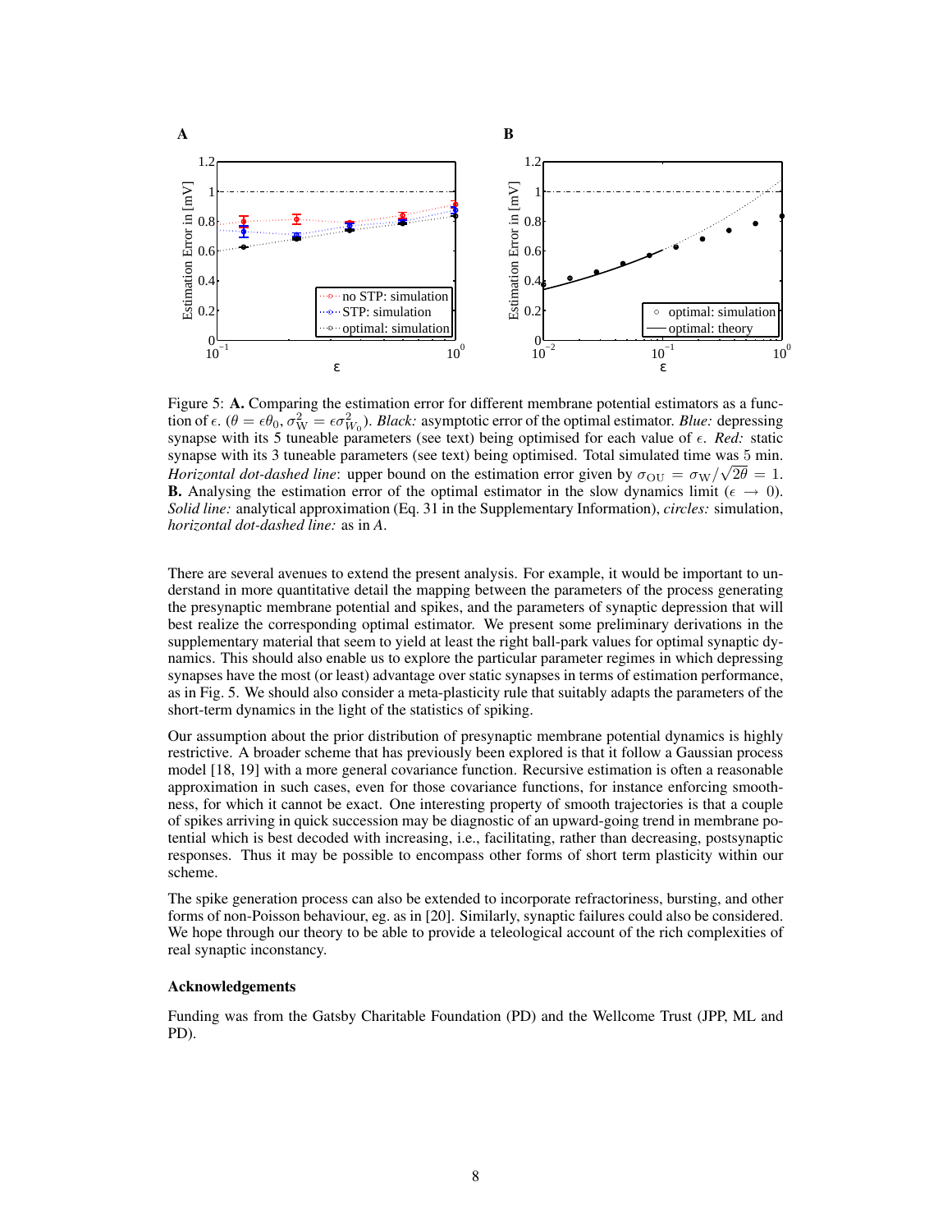Figure 5: **A.** Comparing the estimation error for different membrane potential estimators as a function of $\epsilon$. ($\theta = \epsilon\theta_0, \sigma_W^2 = \epsilon\sigma_{W_0}^2$). *Black:* asymptotic error of the optimal estimator. *Blue:* depressing synapse with its 5 tuneable parameters (see text) being optimised for each value of $\epsilon$. *Red:* static synapse with its 3 tuneable parameters (see text) being optimised. Total simulated time was 5 min. *Horizontal dot-dashed line*: upper bound on the estimation error given by $\sigma_{OU} = \sigma_W/\sqrt{2\theta} = 1$. **B.** Analysing the estimation error of the optimal estimator in the slow dynamics limit ($\epsilon \to 0$). *Solid line:* analytical approximation (Eq. 31 in the Supplementary Information), *circles:* simulation, *horizontal dot-dashed line:* as in *A*.

There are several avenues to extend the present analysis. For example, it would be important to understand in more quantitative detail the mapping between the parameters of the process generating the presynaptic membrane potential and spikes, and the parameters of synaptic depression that will best realize the corresponding optimal estimator. We present some preliminary derivations in the supplementary material that seem to yield at least the right ball-park values for optimal synaptic dynamics. This should also enable us to explore the particular parameter regimes in which depressing synapses have the most (or least) advantage over static synapses in terms of estimation performance, as in Fig. 5. We should also consider a meta-plasticity rule that suitably adapts the parameters of the short-term dynamics in the light of the statistics of spiking.

Our assumption about the prior distribution of presynaptic membrane potential dynamics is highly restrictive. A broader scheme that has previously been explored is that it follow a Gaussian process model [18, 19] with a more general covariance function. Recursive estimation is often a reasonable approximation in such cases, even for those covariance functions, for instance enforcing smoothness, for which it cannot be exact. One interesting property of smooth trajectories is that a couple of spikes arriving in quick succession may be diagnostic of an upward-going trend in membrane potential which is best decoded with increasing, i.e., facilitating, rather than decreasing, postsynaptic responses. Thus it may be possible to encompass other forms of short term plasticity within our scheme.

The spike generation process can also be extended to incorporate refractoriness, bursting, and other forms of non-Poisson behaviour, eg. as in [20]. Similarly, synaptic failures could also be considered. We hope through our theory to be able to provide a teleological account of the rich complexities of real synaptic inconstancy.

### Acknowledgements

Funding was from the Gatsby Charitable Foundation (PD) and the Wellcome Trust (JPP, ML and PD).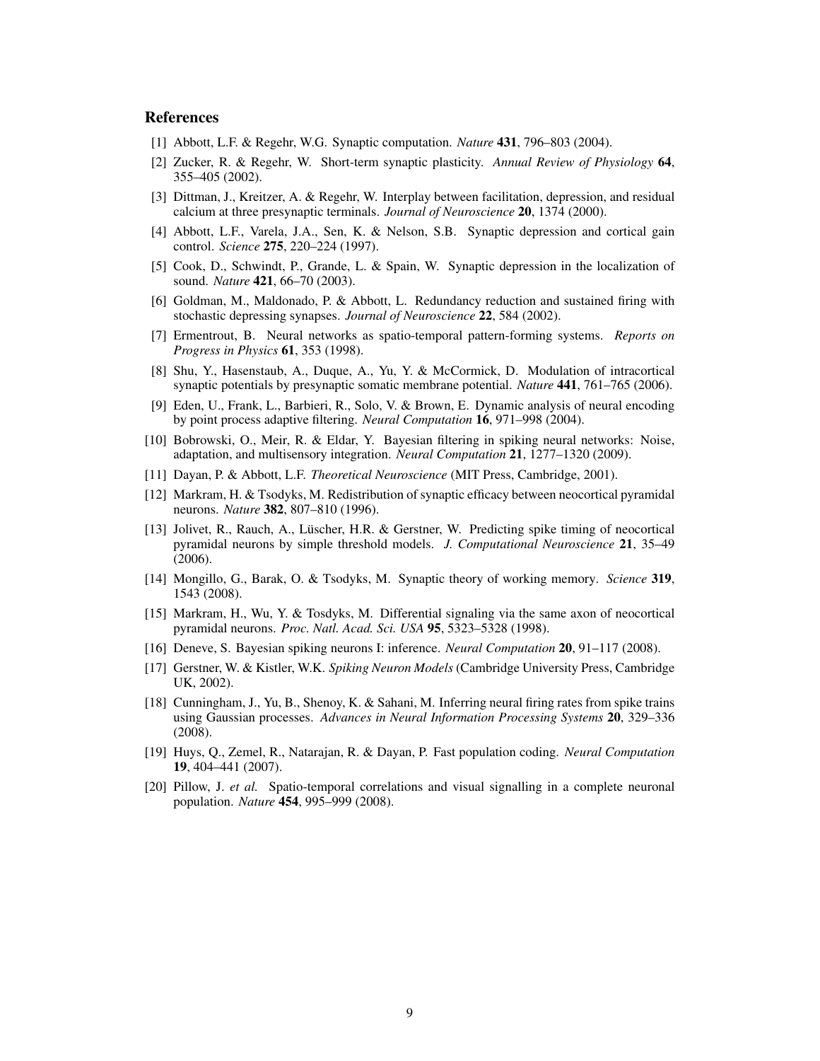## References

[1] Abbott, L.F. & Regehr, W.G. Synaptic computation. *Nature* **431**, 796–803 (2004).

[2] Zucker, R. & Regehr, W. Short-term synaptic plasticity. *Annual Review of Physiology* **64**, 355–405 (2002).

[3] Dittman, J., Kreitzer, A. & Regehr, W. Interplay between facilitation, depression, and residual calcium at three presynaptic terminals. *Journal of Neuroscience* **20**, 1374 (2000).

[4] Abbott, L.F., Varela, J.A., Sen, K. & Nelson, S.B. Synaptic depression and cortical gain control. *Science* **275**, 220–224 (1997).

[5] Cook, D., Schwindt, P., Grande, L. & Spain, W. Synaptic depression in the localization of sound. *Nature* **421**, 66–70 (2003).

[6] Goldman, M., Maldonado, P. & Abbott, L. Redundancy reduction and sustained firing with stochastic depressing synapses. *Journal of Neuroscience* **22**, 584 (2002).

[7] Ermentrout, B. Neural networks as spatio-temporal pattern-forming systems. *Reports on Progress in Physics* **61**, 353 (1998).

[8] Shu, Y., Hasenstaub, A., Duque, A., Yu, Y. & McCormick, D. Modulation of intracortical synaptic potentials by presynaptic somatic membrane potential. *Nature* **441**, 761–765 (2006).

[9] Eden, U., Frank, L., Barbieri, R., Solo, V. & Brown, E. Dynamic analysis of neural encoding by point process adaptive filtering. *Neural Computation* **16**, 971–998 (2004).

[10] Bobrowski, O., Meir, R. & Eldar, Y. Bayesian filtering in spiking neural networks: Noise, adaptation, and multisensory integration. *Neural Computation* **21**, 1277–1320 (2009).

[11] Dayan, P. & Abbott, L.F. *Theoretical Neuroscience* (MIT Press, Cambridge, 2001).

[12] Markram, H. & Tsodyks, M. Redistribution of synaptic efficacy between neocortical pyramidal neurons. *Nature* **382**, 807–810 (1996).

[13] Jolivet, R., Rauch, A., Lüscher, H.R. & Gerstner, W. Predicting spike timing of neocortical pyramidal neurons by simple threshold models. *J. Computational Neuroscience* **21**, 35–49 (2006).

[14] Mongillo, G., Barak, O. & Tsodyks, M. Synaptic theory of working memory. *Science* **319**, 1543 (2008).

[15] Markram, H., Wu, Y. & Tosdyks, M. Differential signaling via the same axon of neocortical pyramidal neurons. *Proc. Natl. Acad. Sci. USA* **95**, 5323–5328 (1998).

[16] Deneve, S. Bayesian spiking neurons I: inference. *Neural Computation* **20**, 91–117 (2008).

[17] Gerstner, W. & Kistler, W.K. *Spiking Neuron Models* (Cambridge University Press, Cambridge UK, 2002).

[18] Cunningham, J., Yu, B., Shenoy, K. & Sahani, M. Inferring neural firing rates from spike trains using Gaussian processes. *Advances in Neural Information Processing Systems* **20**, 329–336 (2008).

[19] Huys, Q., Zemel, R., Natarajan, R. & Dayan, P. Fast population coding. *Neural Computation* **19**, 404–441 (2007).

[20] Pillow, J. *et al.* Spatio-temporal correlations and visual signalling in a complete neuronal population. *Nature* **454**, 995–999 (2008).